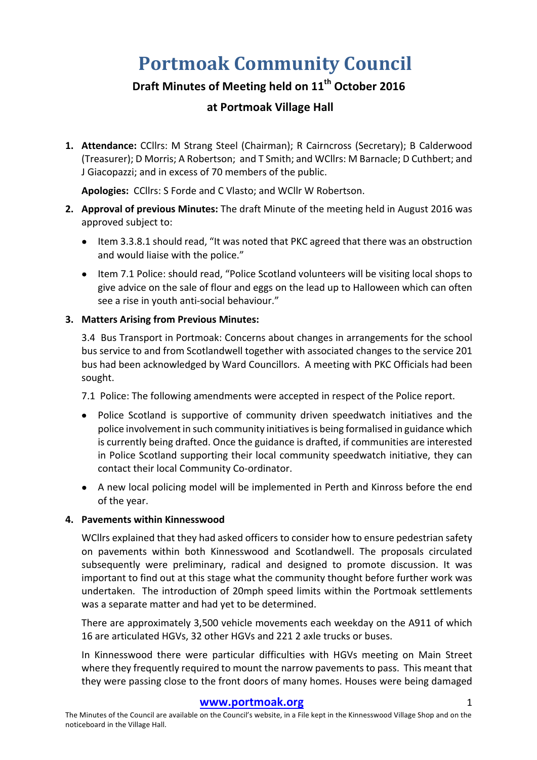# Portmoak Community Council

## Draft Minutes of Meeting held on 11th October 2016

## at Portmoak Village Hall

1. **Attendance:** CCllrs: M Strang Steel (Chairman); R Cairncross (Secretary); B Calderwood (Treasurer); D Morris; A Robertson; and T Smith; and WCllrs: M Barnacle; D Cuthbert; and J Giacopazzi; and in excess of 70 members of the public.

   **Apologies:** CCllrs: S Forde and C Vlasto; and WCllr W Robertson.

2. **Approval of previous Minutes:** The draft Minute of the meeting held in August 2016 was approved subject to:

   - Item 3.3.8.1 should read, "It was noted that PKC agreed that there was an obstruction and would liaise with the police."
   - Item 7.1 Police: should read, "Police Scotland volunteers will be visiting local shops to give advice on the sale of flour and eggs on the lead up to Halloween which can often see a rise in youth anti-social behaviour."

3. **Matters Arising from Previous Minutes:**

   3.4 Bus Transport in Portmoak: Concerns about changes in arrangements for the school bus service to and from Scotlandwell together with associated changes to the service 201 bus had been acknowledged by Ward Councillors. A meeting with PKC Officials had been sought.

   7.1 Police: The following amendments were accepted in respect of the Police report.

   - Police Scotland is supportive of community driven speedwatch initiatives and the police involvement in such community initiatives is being formalised in guidance which is currently being drafted. Once the guidance is drafted, if communities are interested in Police Scotland supporting their local community speedwatch initiative, they can contact their local Community Co-ordinator.
   - A new local policing model will be implemented in Perth and Kinross before the end of the year.

4. **Pavements within Kinnesswood**

   WCllrs explained that they had asked officers to consider how to ensure pedestrian safety on pavements within both Kinnesswood and Scotlandwell. The proposals circulated subsequently were preliminary, radical and designed to promote discussion. It was important to find out at this stage what the community thought before further work was undertaken. The introduction of 20mph speed limits within the Portmoak settlements was a separate matter and had yet to be determined.

   There are approximately 3,500 vehicle movements each weekday on the A911 of which 16 are articulated HGVs, 32 other HGVs and 221 2 axle trucks or buses.

   In Kinnesswood there were particular difficulties with HGVs meeting on Main Street where they frequently required to mount the narrow pavements to pass. This meant that they were passing close to the front doors of many homes. Houses were being damaged

**www.portmoak.org**

The Minutes of the Council are available on the Council's website, in a File kept in the Kinnesswood Village Shop and on the noticeboard in the Village Hall.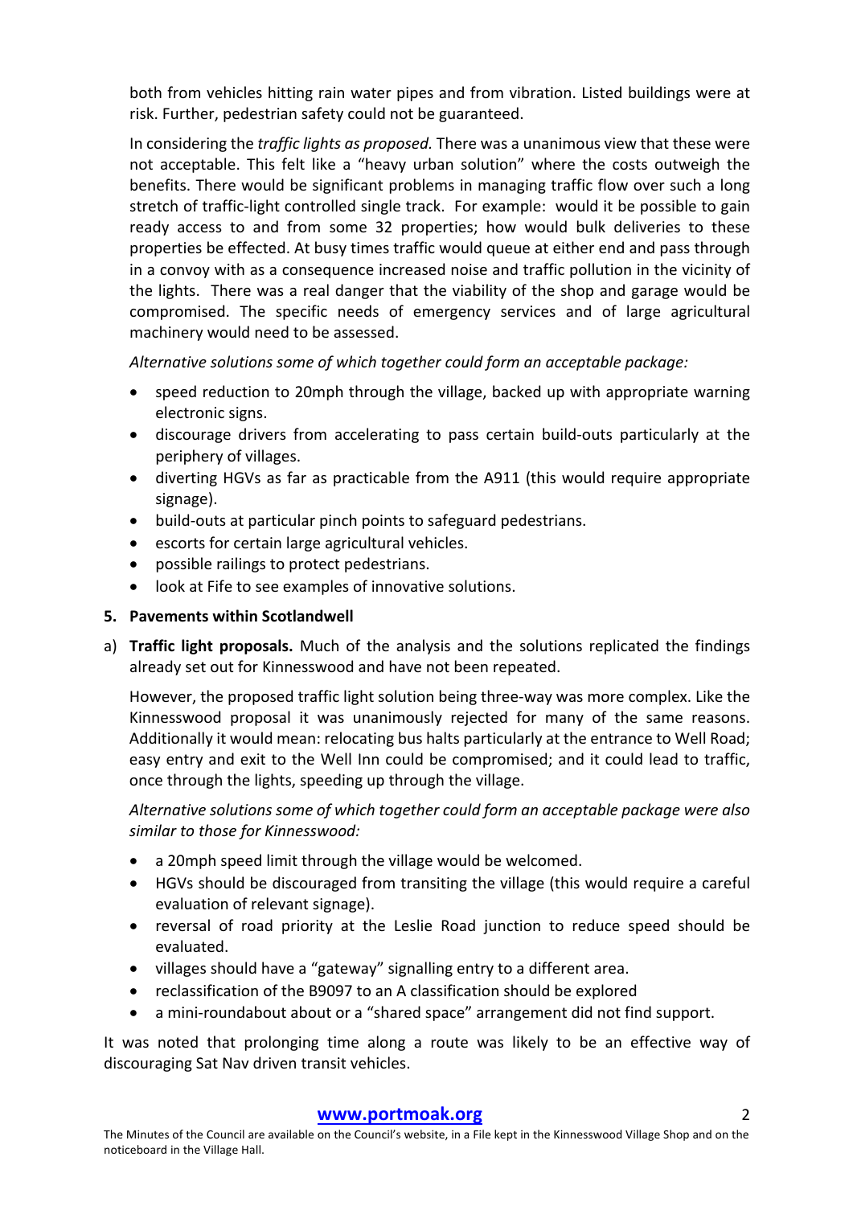both from vehicles hitting rain water pipes and from vibration. Listed buildings were at risk. Further, pedestrian safety could not be guaranteed.

In considering the *traffic lights as proposed.* There was a unanimous view that these were not acceptable. This felt like a "heavy urban solution" where the costs outweigh the benefits. There would be significant problems in managing traffic flow over such a long stretch of traffic-light controlled single track. For example: would it be possible to gain ready access to and from some 32 properties; how would bulk deliveries to these properties be effected. At busy times traffic would queue at either end and pass through in a convoy with as a consequence increased noise and traffic pollution in the vicinity of the lights. There was a real danger that the viability of the shop and garage would be compromised. The specific needs of emergency services and of large agricultural machinery would need to be assessed.

*Alternative solutions some of which together could form an acceptable package:*

- speed reduction to 20mph through the village, backed up with appropriate warning electronic signs.
- discourage drivers from accelerating to pass certain build-outs particularly at the periphery of villages.
- diverting HGVs as far as practicable from the A911 (this would require appropriate signage).
- build-outs at particular pinch points to safeguard pedestrians.
- escorts for certain large agricultural vehicles.
- possible railings to protect pedestrians.
- look at Fife to see examples of innovative solutions.

**5. Pavements within Scotlandwell**

a) **Traffic light proposals.** Much of the analysis and the solutions replicated the findings already set out for Kinnesswood and have not been repeated.

However, the proposed traffic light solution being three-way was more complex. Like the Kinnesswood proposal it was unanimously rejected for many of the same reasons. Additionally it would mean: relocating bus halts particularly at the entrance to Well Road; easy entry and exit to the Well Inn could be compromised; and it could lead to traffic, once through the lights, speeding up through the village.

*Alternative solutions some of which together could form an acceptable package were also similar to those for Kinnesswood:*

- a 20mph speed limit through the village would be welcomed.
- HGVs should be discouraged from transiting the village (this would require a careful evaluation of relevant signage).
- reversal of road priority at the Leslie Road junction to reduce speed should be evaluated.
- villages should have a "gateway" signalling entry to a different area.
- reclassification of the B9097 to an A classification should be explored
- a mini-roundabout about or a "shared space" arrangement did not find support.

It was noted that prolonging time along a route was likely to be an effective way of discouraging Sat Nav driven transit vehicles.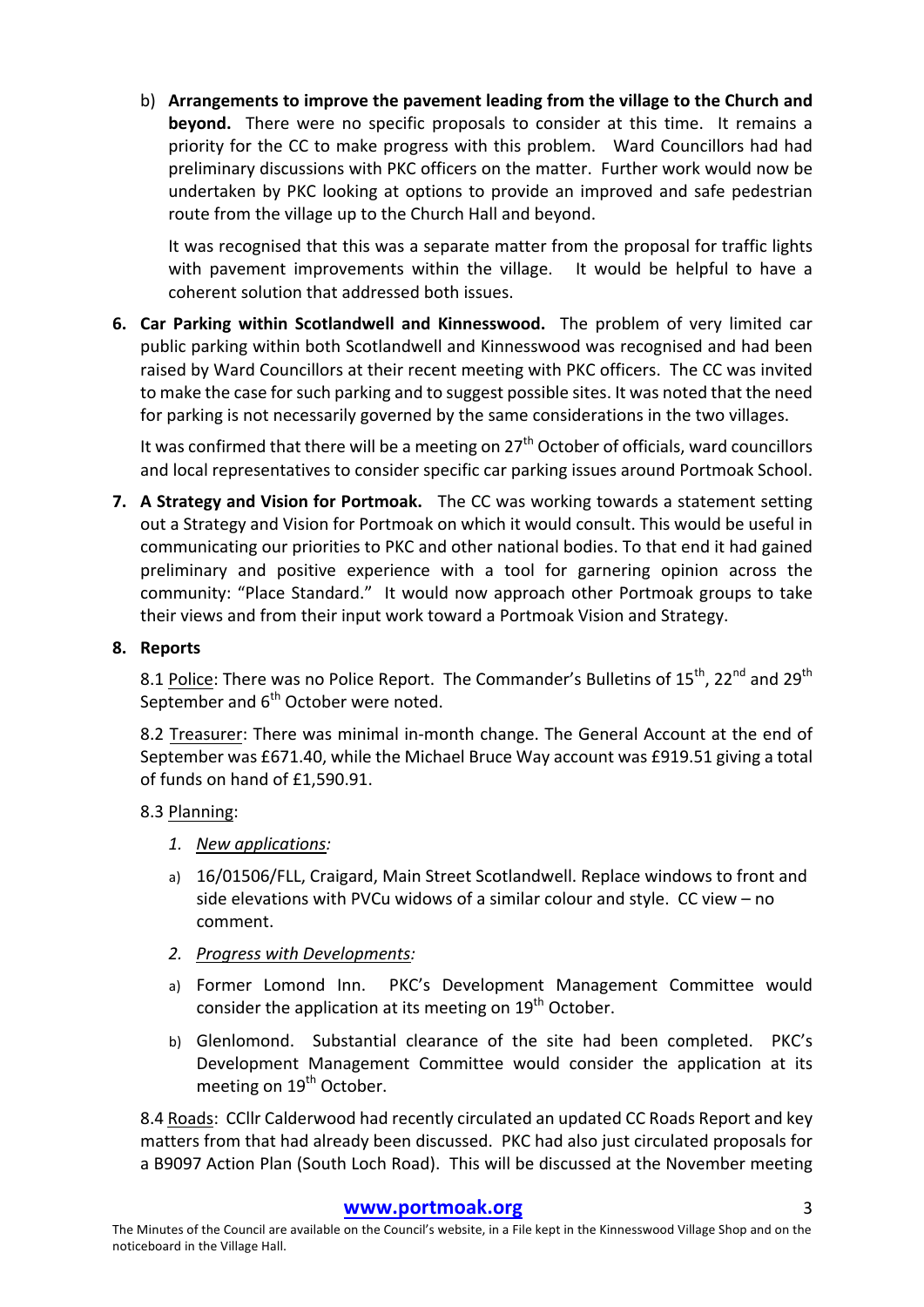b) **Arrangements to improve the pavement leading from the village to the Church and beyond.** There were no specific proposals to consider at this time. It remains a priority for the CC to make progress with this problem. Ward Councillors had had preliminary discussions with PKC officers on the matter. Further work would now be undertaken by PKC looking at options to provide an improved and safe pedestrian route from the village up to the Church Hall and beyond.

   It was recognised that this was a separate matter from the proposal for traffic lights with pavement improvements within the village. It would be helpful to have a coherent solution that addressed both issues.

6. **Car Parking within Scotlandwell and Kinnesswood.** The problem of very limited car public parking within both Scotlandwell and Kinnesswood was recognised and had been raised by Ward Councillors at their recent meeting with PKC officers. The CC was invited to make the case for such parking and to suggest possible sites. It was noted that the need for parking is not necessarily governed by the same considerations in the two villages.

   It was confirmed that there will be a meeting on 27th October of officials, ward councillors and local representatives to consider specific car parking issues around Portmoak School.

7. **A Strategy and Vision for Portmoak.** The CC was working towards a statement setting out a Strategy and Vision for Portmoak on which it would consult. This would be useful in communicating our priorities to PKC and other national bodies. To that end it had gained preliminary and positive experience with a tool for garnering opinion across the community: "Place Standard." It would now approach other Portmoak groups to take their views and from their input work toward a Portmoak Vision and Strategy.

8. **Reports**

   8.1 Police: There was no Police Report. The Commander's Bulletins of 15th, 22nd and 29th September and 6th October were noted.

   8.2 Treasurer: There was minimal in-month change. The General Account at the end of September was £671.40, while the Michael Bruce Way account was £919.51 giving a total of funds on hand of £1,590.91.

   8.3 Planning:

   1. *New applications:*

   a) 16/01506/FLL, Craigard, Main Street Scotlandwell. Replace windows to front and side elevations with PVCu widows of a similar colour and style. CC view – no comment.

   2. *Progress with Developments:*

   a) Former Lomond Inn. PKC's Development Management Committee would consider the application at its meeting on 19th October.

   b) Glenlomond. Substantial clearance of the site had been completed. PKC's Development Management Committee would consider the application at its meeting on 19th October.

   8.4 Roads: CCllr Calderwood had recently circulated an updated CC Roads Report and key matters from that had already been discussed. PKC had also just circulated proposals for a B9097 Action Plan (South Loch Road). This will be discussed at the November meeting

**www.portmoak.org**

The Minutes of the Council are available on the Council's website, in a File kept in the Kinnesswood Village Shop and on the noticeboard in the Village Hall.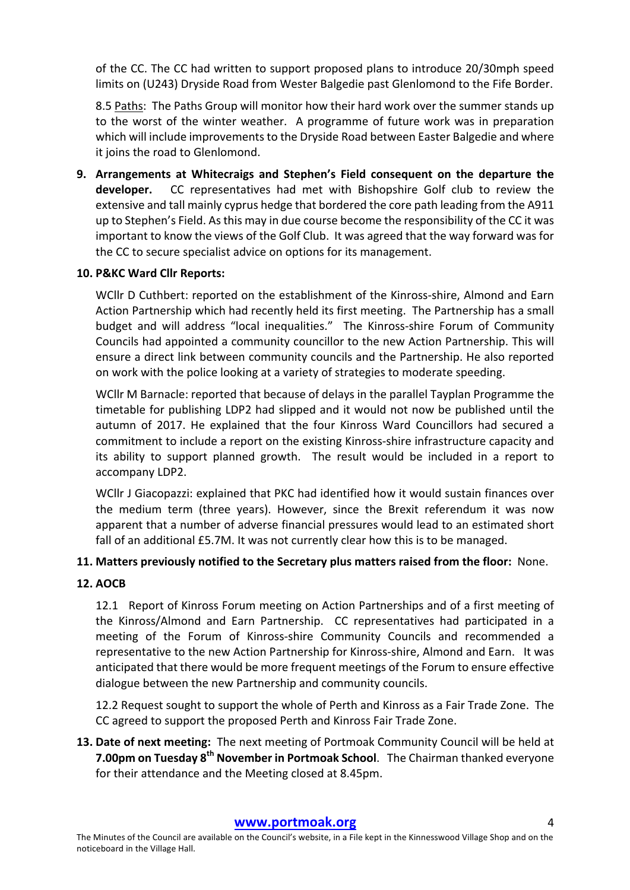of the CC. The CC had written to support proposed plans to introduce 20/30mph speed limits on (U243) Dryside Road from Wester Balgedie past Glenlomond to the Fife Border.

8.5 Paths: The Paths Group will monitor how their hard work over the summer stands up to the worst of the winter weather. A programme of future work was in preparation which will include improvements to the Dryside Road between Easter Balgedie and where it joins the road to Glenlomond.

9. **Arrangements at Whitecraigs and Stephen's Field consequent on the departure the developer.** CC representatives had met with Bishopshire Golf club to review the extensive and tall mainly cyprus hedge that bordered the core path leading from the A911 up to Stephen's Field. As this may in due course become the responsibility of the CC it was important to know the views of the Golf Club. It was agreed that the way forward was for the CC to secure specialist advice on options for its management.

10. **P&KC Ward Cllr Reports:**

    WCllr D Cuthbert: reported on the establishment of the Kinross-shire, Almond and Earn Action Partnership which had recently held its first meeting. The Partnership has a small budget and will address "local inequalities." The Kinross-shire Forum of Community Councils had appointed a community councillor to the new Action Partnership. This will ensure a direct link between community councils and the Partnership. He also reported on work with the police looking at a variety of strategies to moderate speeding.

    WCllr M Barnacle: reported that because of delays in the parallel Tayplan Programme the timetable for publishing LDP2 had slipped and it would not now be published until the autumn of 2017. He explained that the four Kinross Ward Councillors had secured a commitment to include a report on the existing Kinross-shire infrastructure capacity and its ability to support planned growth. The result would be included in a report to accompany LDP2.

    WCllr J Giacopazzi: explained that PKC had identified how it would sustain finances over the medium term (three years). However, since the Brexit referendum it was now apparent that a number of adverse financial pressures would lead to an estimated short fall of an additional £5.7M. It was not currently clear how this is to be managed.

11. **Matters previously notified to the Secretary plus matters raised from the floor:** None.

12. **AOCB**

    12.1 Report of Kinross Forum meeting on Action Partnerships and of a first meeting of the Kinross/Almond and Earn Partnership. CC representatives had participated in a meeting of the Forum of Kinross-shire Community Councils and recommended a representative to the new Action Partnership for Kinross-shire, Almond and Earn. It was anticipated that there would be more frequent meetings of the Forum to ensure effective dialogue between the new Partnership and community councils.

    12.2 Request sought to support the whole of Perth and Kinross as a Fair Trade Zone. The CC agreed to support the proposed Perth and Kinross Fair Trade Zone.

13. **Date of next meeting:** The next meeting of Portmoak Community Council will be held at **7.00pm on Tuesday 8th November in Portmoak School**. The Chairman thanked everyone for their attendance and the Meeting closed at 8.45pm.

**www.portmoak.org**

The Minutes of the Council are available on the Council's website, in a File kept in the Kinnesswood Village Shop and on the noticeboard in the Village Hall.